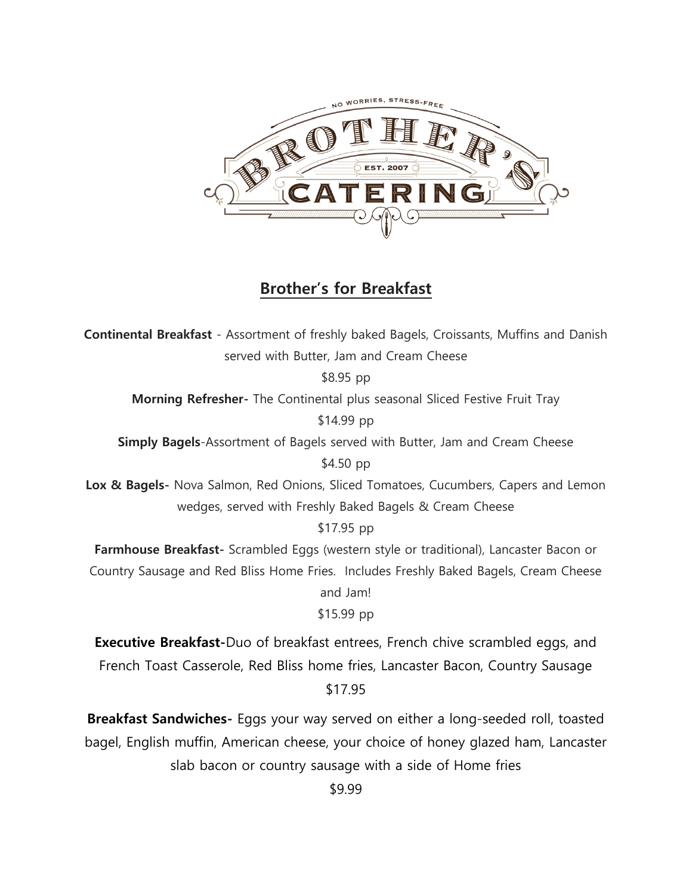NO WORRIES, STRESS-FREE

BROTHER'S

EST. 2007

CATERING

## Brother's for Breakfast

**Continental Breakfast** - Assortment of freshly baked Bagels, Croissants, Muffins and Danish served with Butter, Jam and Cream Cheese

$8.95 pp

**Morning Refresher-** The Continental plus seasonal Sliced Festive Fruit Tray

$14.99 pp

**Simply Bagels**-Assortment of Bagels served with Butter, Jam and Cream Cheese

$4.50 pp

**Lox & Bagels-** Nova Salmon, Red Onions, Sliced Tomatoes, Cucumbers, Capers and Lemon wedges, served with Freshly Baked Bagels & Cream Cheese

$17.95 pp

**Farmhouse Breakfast-** Scrambled Eggs (western style or traditional), Lancaster Bacon or Country Sausage and Red Bliss Home Fries. Includes Freshly Baked Bagels, Cream Cheese and Jam!

$15.99 pp

**Executive Breakfast-**Duo of breakfast entrees, French chive scrambled eggs, and French Toast Casserole, Red Bliss home fries, Lancaster Bacon, Country Sausage

$17.95

**Breakfast Sandwiches-** Eggs your way served on either a long-seeded roll, toasted bagel, English muffin, American cheese, your choice of honey glazed ham, Lancaster slab bacon or country sausage with a side of Home fries

$9.99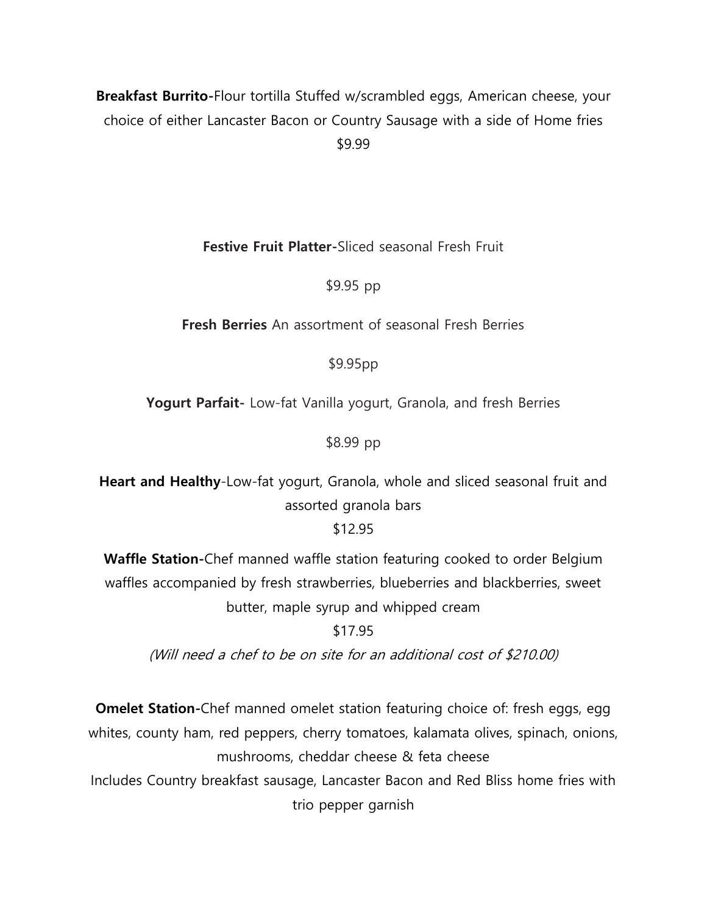**Breakfast Burrito-**Flour tortilla Stuffed w/scrambled eggs, American cheese, your choice of either Lancaster Bacon or Country Sausage with a side of Home fries

$9.99

**Festive Fruit Platter-**Sliced seasonal Fresh Fruit

$9.95 pp

**Fresh Berries** An assortment of seasonal Fresh Berries

$9.95pp

**Yogurt Parfait-** Low-fat Vanilla yogurt, Granola, and fresh Berries

$8.99 pp

**Heart and Healthy**-Low-fat yogurt, Granola, whole and sliced seasonal fruit and assorted granola bars

$12.95

**Waffle Station-**Chef manned waffle station featuring cooked to order Belgium waffles accompanied by fresh strawberries, blueberries and blackberries, sweet butter, maple syrup and whipped cream

$17.95

*(Will need a chef to be on site for an additional cost of $210.00)*

**Omelet Station-**Chef manned omelet station featuring choice of: fresh eggs, egg whites, county ham, red peppers, cherry tomatoes, kalamata olives, spinach, onions, mushrooms, cheddar cheese & feta cheese

Includes Country breakfast sausage, Lancaster Bacon and Red Bliss home fries with trio pepper garnish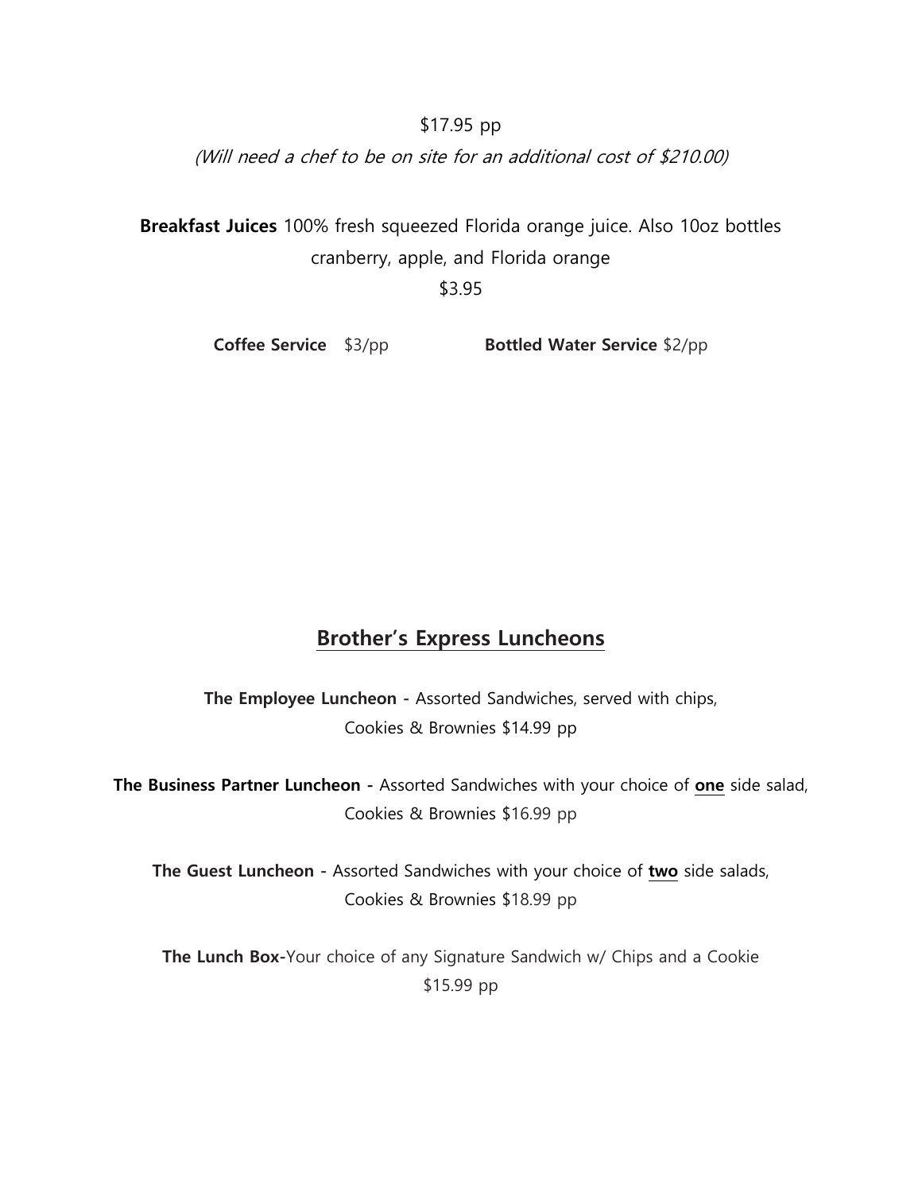$17.95 pp

*(Will need a chef to be on site for an additional cost of $210.00)*

**Breakfast Juices** 100% fresh squeezed Florida orange juice. Also 10oz bottles cranberry, apple, and Florida orange

$3.95

**Coffee Service** $3/pp **Bottled Water Service** $2/pp

## Brother's Express Luncheons

**The Employee Luncheon** - Assorted Sandwiches, served with chips, Cookies & Brownies $14.99 pp

**The Business Partner Luncheon** - Assorted Sandwiches with your choice of **one** side salad, Cookies & Brownies $16.99 pp

**The Guest Luncheon** - Assorted Sandwiches with your choice of **two** side salads, Cookies & Brownies $18.99 pp

**The Lunch Box**-Your choice of any Signature Sandwich w/ Chips and a Cookie $15.99 pp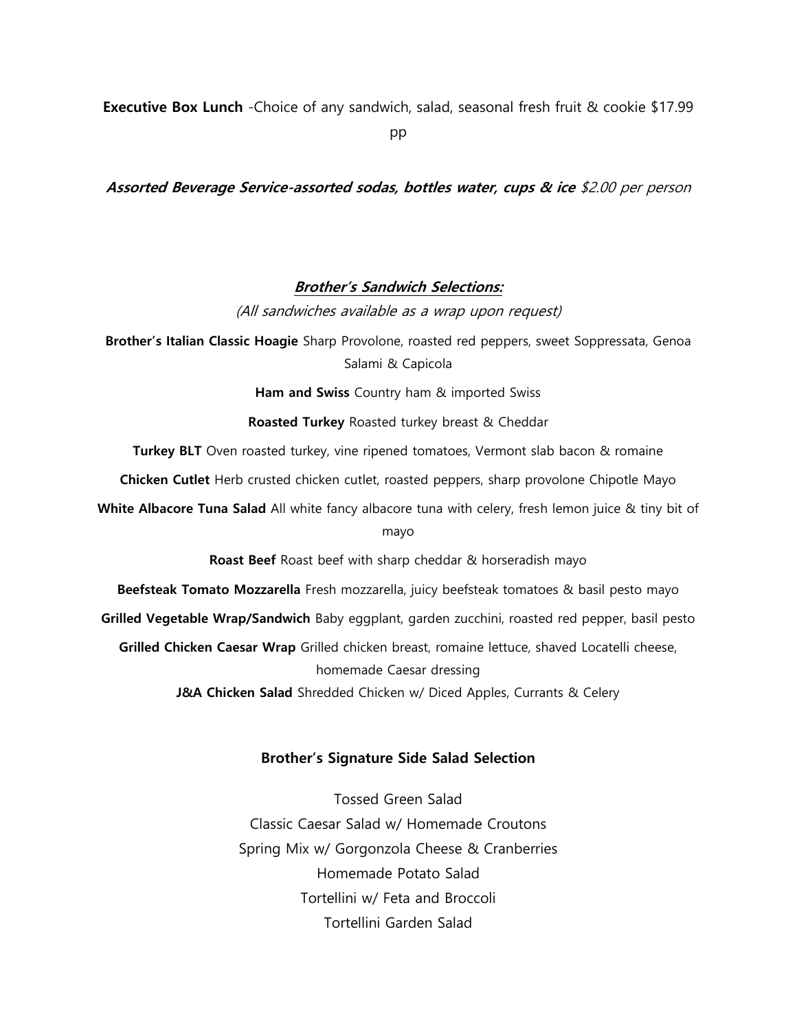**Executive Box Lunch** -Choice of any sandwich, salad, seasonal fresh fruit & cookie $17.99 pp

***Assorted Beverage Service-assorted sodas, bottles water, cups & ice*** *$2.00 per person*

## ***Brother's Sandwich Selections:***

*(All sandwiches available as a wrap upon request)*

**Brother's Italian Classic Hoagie** Sharp Provolone, roasted red peppers, sweet Soppressata, Genoa Salami & Capicola

**Ham and Swiss** Country ham & imported Swiss

**Roasted Turkey** Roasted turkey breast & Cheddar

**Turkey BLT** Oven roasted turkey, vine ripened tomatoes, Vermont slab bacon & romaine

**Chicken Cutlet** Herb crusted chicken cutlet, roasted peppers, sharp provolone Chipotle Mayo

**White Albacore Tuna Salad** All white fancy albacore tuna with celery, fresh lemon juice & tiny bit of mayo

**Roast Beef** Roast beef with sharp cheddar & horseradish mayo

**Beefsteak Tomato Mozzarella** Fresh mozzarella, juicy beefsteak tomatoes & basil pesto mayo

**Grilled Vegetable Wrap/Sandwich** Baby eggplant, garden zucchini, roasted red pepper, basil pesto

**Grilled Chicken Caesar Wrap** Grilled chicken breast, romaine lettuce, shaved Locatelli cheese, homemade Caesar dressing

**J&A Chicken Salad** Shredded Chicken w/ Diced Apples, Currants & Celery

## **Brother's Signature Side Salad Selection**

Tossed Green Salad

Classic Caesar Salad w/ Homemade Croutons

Spring Mix w/ Gorgonzola Cheese & Cranberries

Homemade Potato Salad

Tortellini w/ Feta and Broccoli

Tortellini Garden Salad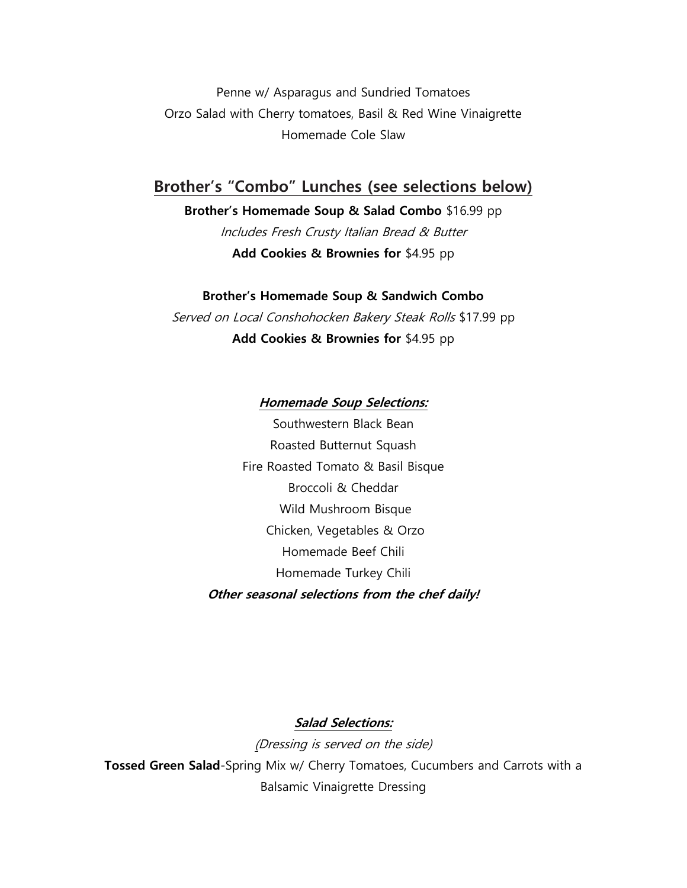Penne w/ Asparagus and Sundried Tomatoes

Orzo Salad with Cherry tomatoes, Basil & Red Wine Vinaigrette

Homemade Cole Slaw

## Brother's "Combo" Lunches (see selections below)

**Brother's Homemade Soup & Salad Combo** $16.99 pp

*Includes Fresh Crusty Italian Bread & Butter*

**Add Cookies & Brownies for** $4.95 pp

**Brother's Homemade Soup & Sandwich Combo**

*Served on Local Conshohocken Bakery Steak Rolls* $17.99 pp

**Add Cookies & Brownies for** $4.95 pp

### ***Homemade Soup Selections:***

Southwestern Black Bean

Roasted Butternut Squash

Fire Roasted Tomato & Basil Bisque

Broccoli & Cheddar

Wild Mushroom Bisque

Chicken, Vegetables & Orzo

Homemade Beef Chili

Homemade Turkey Chili

***Other seasonal selections from the chef daily!***

### ***Salad Selections:***

*(Dressing is served on the side)*

**Tossed Green Salad**-Spring Mix w/ Cherry Tomatoes, Cucumbers and Carrots with a Balsamic Vinaigrette Dressing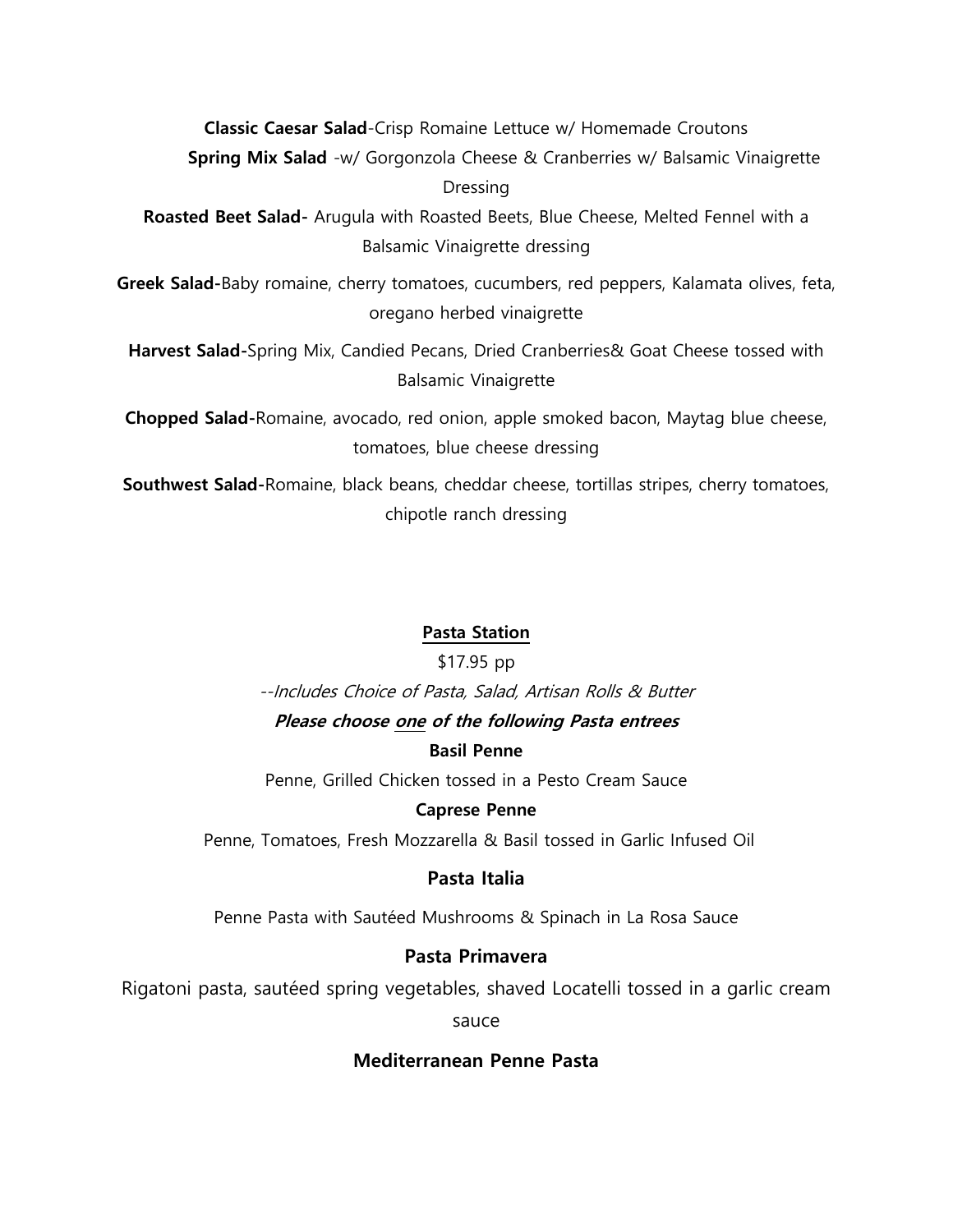**Classic Caesar Salad**-Crisp Romaine Lettuce w/ Homemade Croutons

**Spring Mix Salad** -w/ Gorgonzola Cheese & Cranberries w/ Balsamic Vinaigrette Dressing

**Roasted Beet Salad-** Arugula with Roasted Beets, Blue Cheese, Melted Fennel with a Balsamic Vinaigrette dressing

**Greek Salad-**Baby romaine, cherry tomatoes, cucumbers, red peppers, Kalamata olives, feta, oregano herbed vinaigrette

**Harvest Salad-**Spring Mix, Candied Pecans, Dried Cranberries& Goat Cheese tossed with Balsamic Vinaigrette

**Chopped Salad-**Romaine, avocado, red onion, apple smoked bacon, Maytag blue cheese, tomatoes, blue cheese dressing

**Southwest Salad-**Romaine, black beans, cheddar cheese, tortillas stripes, cherry tomatoes, chipotle ranch dressing

## Pasta Station

$17.95 pp

*--Includes Choice of Pasta, Salad, Artisan Rolls & Butter*

***Please choose one of the following Pasta entrees***

**Basil Penne**

Penne, Grilled Chicken tossed in a Pesto Cream Sauce

**Caprese Penne**

Penne, Tomatoes, Fresh Mozzarella & Basil tossed in Garlic Infused Oil

**Pasta Italia**

Penne Pasta with Sautéed Mushrooms & Spinach in La Rosa Sauce

**Pasta Primavera**

Rigatoni pasta, sautéed spring vegetables, shaved Locatelli tossed in a garlic cream sauce

**Mediterranean Penne Pasta**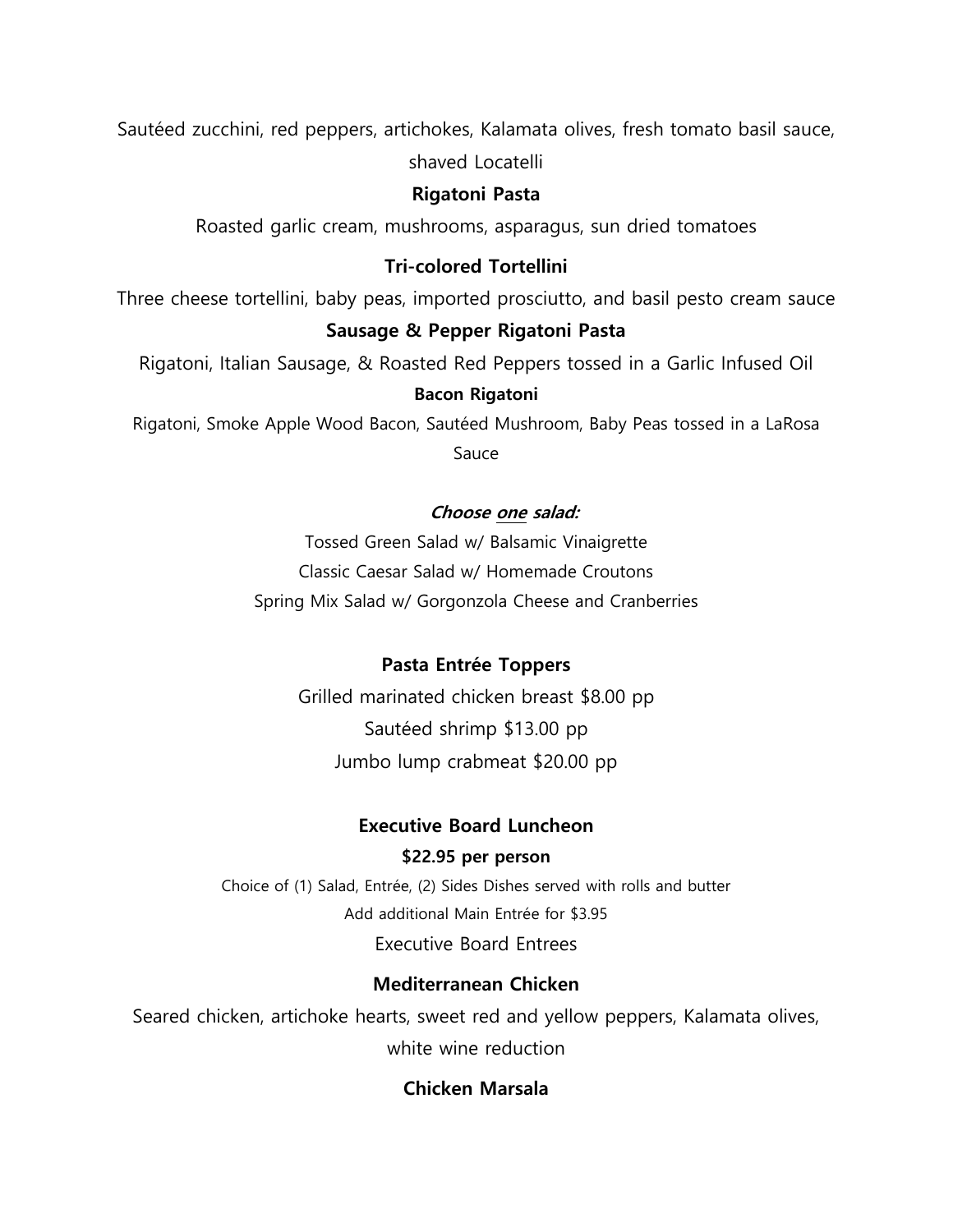Sautéed zucchini, red peppers, artichokes, Kalamata olives, fresh tomato basil sauce, shaved Locatelli

**Rigatoni Pasta**

Roasted garlic cream, mushrooms, asparagus, sun dried tomatoes

**Tri-colored Tortellini**

Three cheese tortellini, baby peas, imported prosciutto, and basil pesto cream sauce

**Sausage & Pepper Rigatoni Pasta**

Rigatoni, Italian Sausage, & Roasted Red Peppers tossed in a Garlic Infused Oil

**Bacon Rigatoni**

Rigatoni, Smoke Apple Wood Bacon, Sautéed Mushroom, Baby Peas tossed in a LaRosa Sauce

***Choose one salad:***

Tossed Green Salad w/ Balsamic Vinaigrette

Classic Caesar Salad w/ Homemade Croutons

Spring Mix Salad w/ Gorgonzola Cheese and Cranberries

**Pasta Entrée Toppers**

Grilled marinated chicken breast $8.00 pp

Sautéed shrimp $13.00 pp

Jumbo lump crabmeat $20.00 pp

## Executive Board Luncheon

**$22.95 per person**

Choice of (1) Salad, Entrée, (2) Sides Dishes served with rolls and butter

Add additional Main Entrée for $3.95

Executive Board Entrees

**Mediterranean Chicken**

Seared chicken, artichoke hearts, sweet red and yellow peppers, Kalamata olives, white wine reduction

**Chicken Marsala**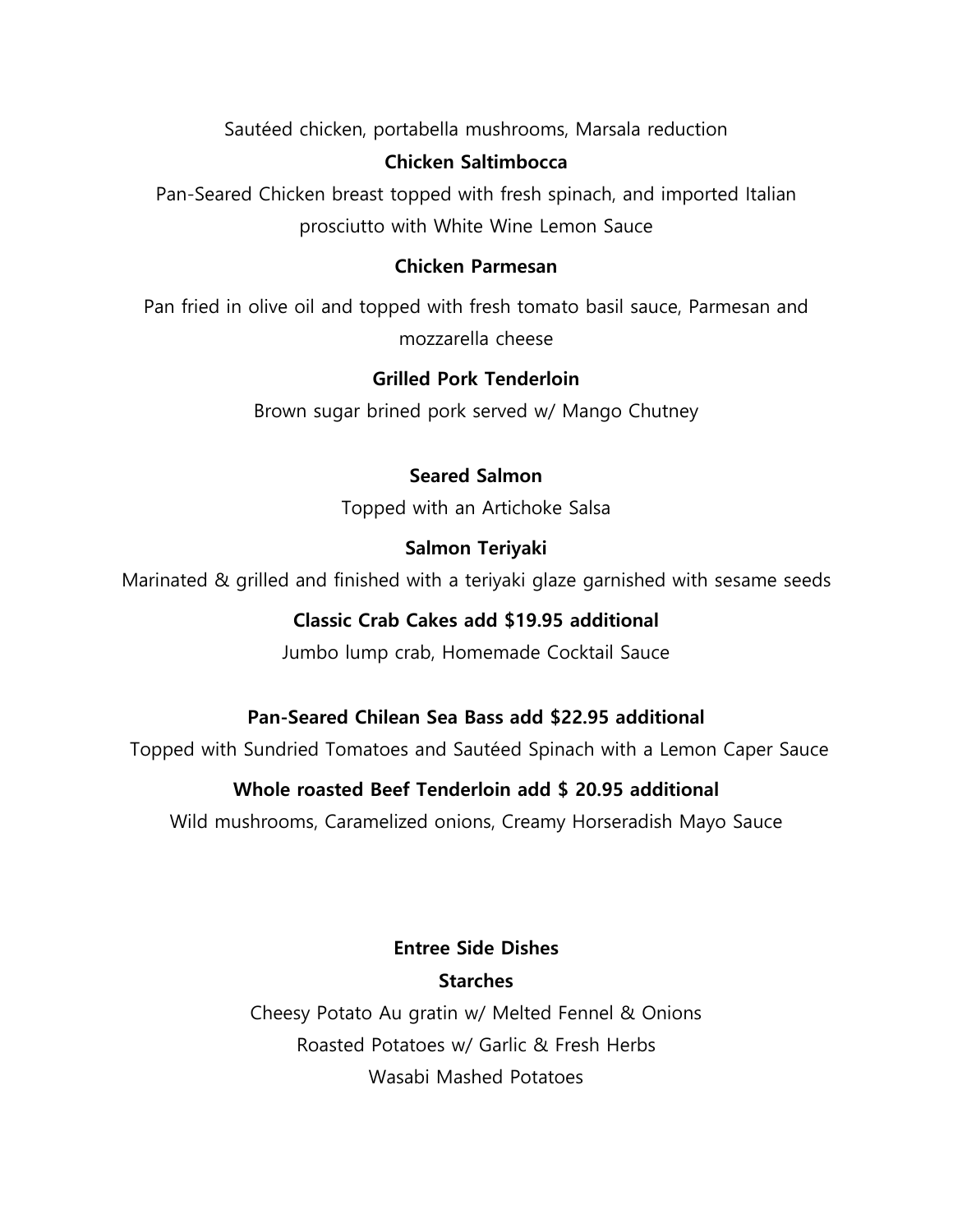Sautéed chicken, portabella mushrooms, Marsala reduction

**Chicken Saltimbocca**

Pan-Seared Chicken breast topped with fresh spinach, and imported Italian prosciutto with White Wine Lemon Sauce

**Chicken Parmesan**

Pan fried in olive oil and topped with fresh tomato basil sauce, Parmesan and mozzarella cheese

**Grilled Pork Tenderloin**

Brown sugar brined pork served w/ Mango Chutney

**Seared Salmon**

Topped with an Artichoke Salsa

**Salmon Teriyaki**

Marinated & grilled and finished with a teriyaki glaze garnished with sesame seeds

**Classic Crab Cakes add $19.95 additional**

Jumbo lump crab, Homemade Cocktail Sauce

**Pan-Seared Chilean Sea Bass add $22.95 additional**

Topped with Sundried Tomatoes and Sautéed Spinach with a Lemon Caper Sauce

**Whole roasted Beef Tenderloin add $ 20.95 additional**

Wild mushrooms, Caramelized onions, Creamy Horseradish Mayo Sauce

**Entree Side Dishes**

**Starches**

Cheesy Potato Au gratin w/ Melted Fennel & Onions

Roasted Potatoes w/ Garlic & Fresh Herbs

Wasabi Mashed Potatoes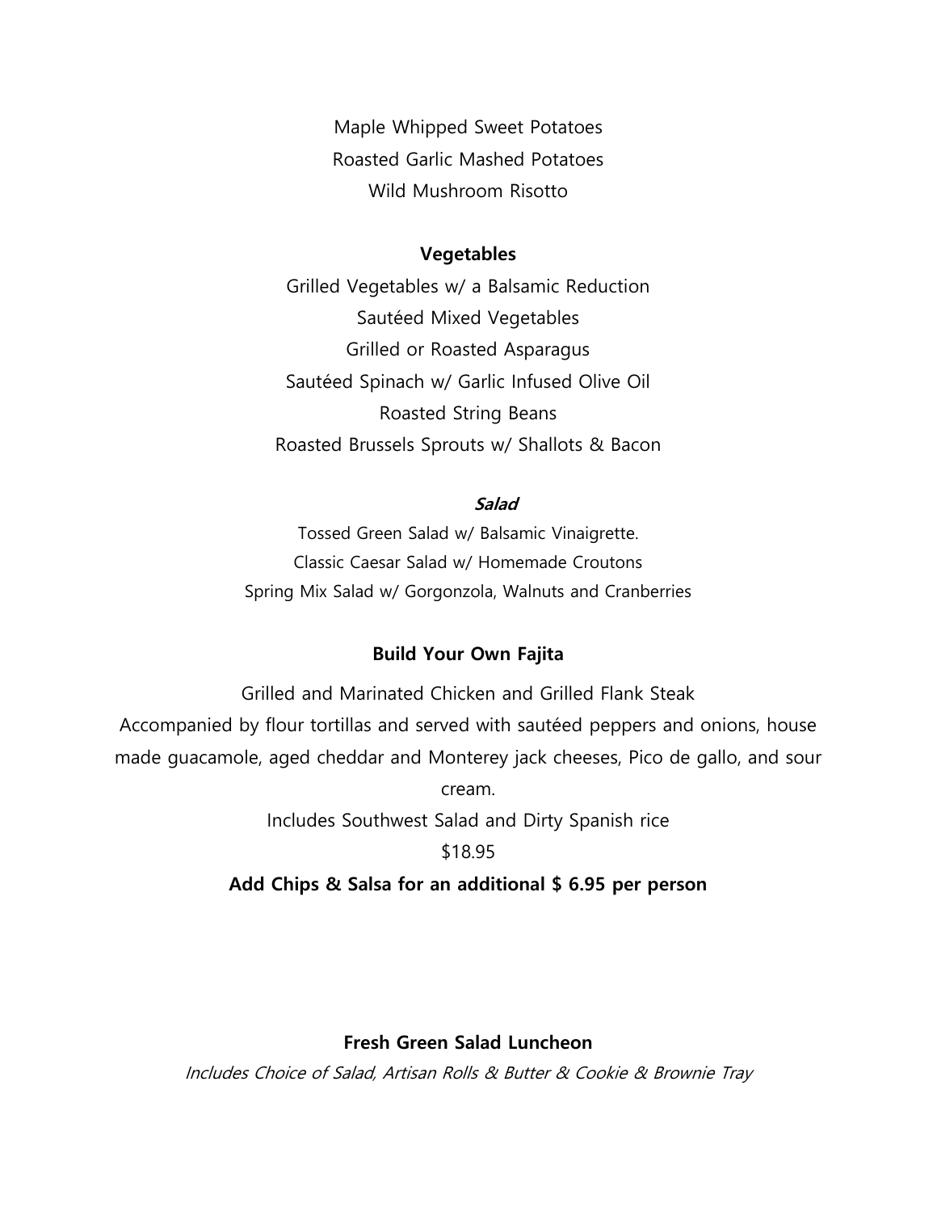Maple Whipped Sweet Potatoes
Roasted Garlic Mashed Potatoes
Wild Mushroom Risotto

### Vegetables

Grilled Vegetables w/ a Balsamic Reduction
Sautéed Mixed Vegetables
Grilled or Roasted Asparagus
Sautéed Spinach w/ Garlic Infused Olive Oil
Roasted String Beans
Roasted Brussels Sprouts w/ Shallots & Bacon

### *Salad*

Tossed Green Salad w/ Balsamic Vinaigrette.
Classic Caesar Salad w/ Homemade Croutons
Spring Mix Salad w/ Gorgonzola, Walnuts and Cranberries

### Build Your Own Fajita

Grilled and Marinated Chicken and Grilled Flank Steak
Accompanied by flour tortillas and served with sautéed peppers and onions, house made guacamole, aged cheddar and Monterey jack cheeses, Pico de gallo, and sour cream.
Includes Southwest Salad and Dirty Spanish rice
$18.95

**Add Chips & Salsa for an additional $ 6.95 per person**

### Fresh Green Salad Luncheon

*Includes Choice of Salad, Artisan Rolls & Butter & Cookie & Brownie Tray*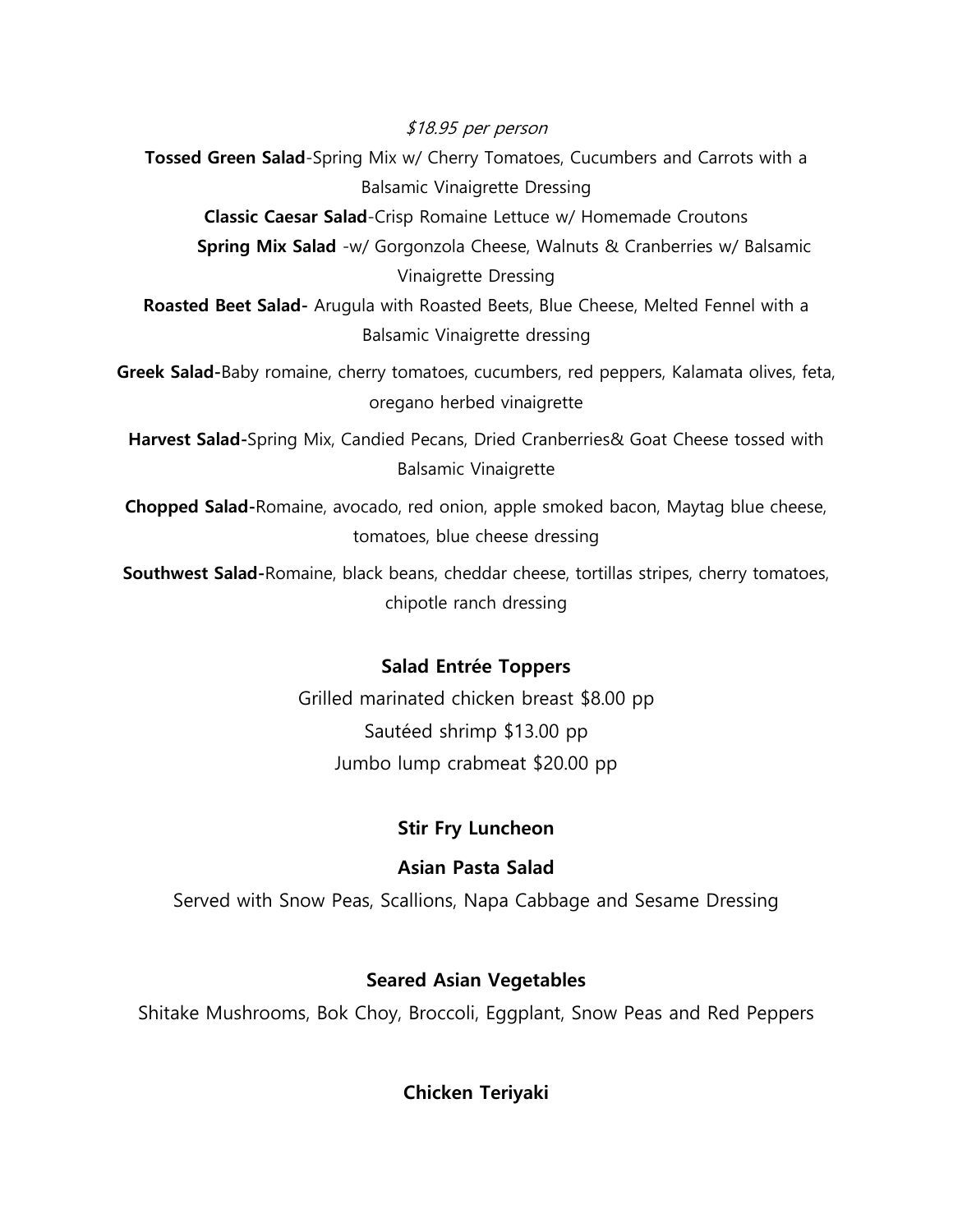*$18.95 per person*

**Tossed Green Salad**-Spring Mix w/ Cherry Tomatoes, Cucumbers and Carrots with a Balsamic Vinaigrette Dressing

**Classic Caesar Salad**-Crisp Romaine Lettuce w/ Homemade Croutons

**Spring Mix Salad** -w/ Gorgonzola Cheese, Walnuts & Cranberries w/ Balsamic Vinaigrette Dressing

**Roasted Beet Salad-** Arugula with Roasted Beets, Blue Cheese, Melted Fennel with a Balsamic Vinaigrette dressing

**Greek Salad-**Baby romaine, cherry tomatoes, cucumbers, red peppers, Kalamata olives, feta, oregano herbed vinaigrette

**Harvest Salad-**Spring Mix, Candied Pecans, Dried Cranberries& Goat Cheese tossed with Balsamic Vinaigrette

**Chopped Salad-**Romaine, avocado, red onion, apple smoked bacon, Maytag blue cheese, tomatoes, blue cheese dressing

**Southwest Salad-**Romaine, black beans, cheddar cheese, tortillas stripes, cherry tomatoes, chipotle ranch dressing

**Salad Entrée Toppers**

Grilled marinated chicken breast $8.00 pp

Sautéed shrimp $13.00 pp

Jumbo lump crabmeat $20.00 pp

**Stir Fry Luncheon**

**Asian Pasta Salad**

Served with Snow Peas, Scallions, Napa Cabbage and Sesame Dressing

**Seared Asian Vegetables**

Shitake Mushrooms, Bok Choy, Broccoli, Eggplant, Snow Peas and Red Peppers

**Chicken Teriyaki**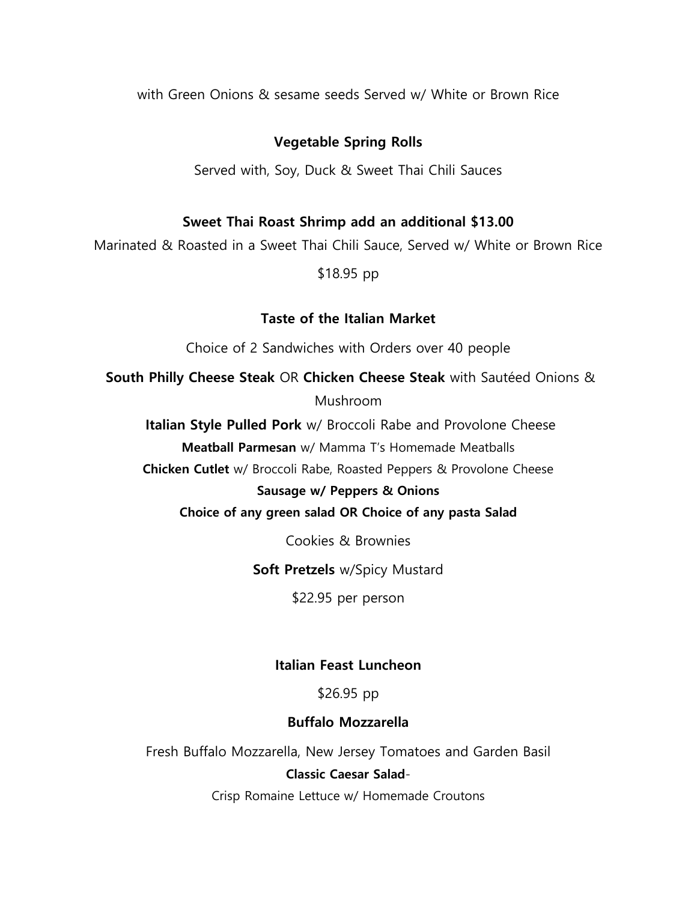with Green Onions & sesame seeds Served w/ White or Brown Rice

**Vegetable Spring Rolls**

Served with, Soy, Duck & Sweet Thai Chili Sauces

**Sweet Thai Roast Shrimp add an additional $13.00**

Marinated & Roasted in a Sweet Thai Chili Sauce, Served w/ White or Brown Rice

$18.95 pp

**Taste of the Italian Market**

Choice of 2 Sandwiches with Orders over 40 people

**South Philly Cheese Steak** OR **Chicken Cheese Steak** with Sautéed Onions & Mushroom

**Italian Style Pulled Pork** w/ Broccoli Rabe and Provolone Cheese

**Meatball Parmesan** w/ Mamma T's Homemade Meatballs

**Chicken Cutlet** w/ Broccoli Rabe, Roasted Peppers & Provolone Cheese

**Sausage w/ Peppers & Onions**

**Choice of any green salad OR Choice of any pasta Salad**

Cookies & Brownies

**Soft Pretzels** w/Spicy Mustard

$22.95 per person

**Italian Feast Luncheon**

$26.95 pp

**Buffalo Mozzarella**

Fresh Buffalo Mozzarella, New Jersey Tomatoes and Garden Basil

**Classic Caesar Salad**-

Crisp Romaine Lettuce w/ Homemade Croutons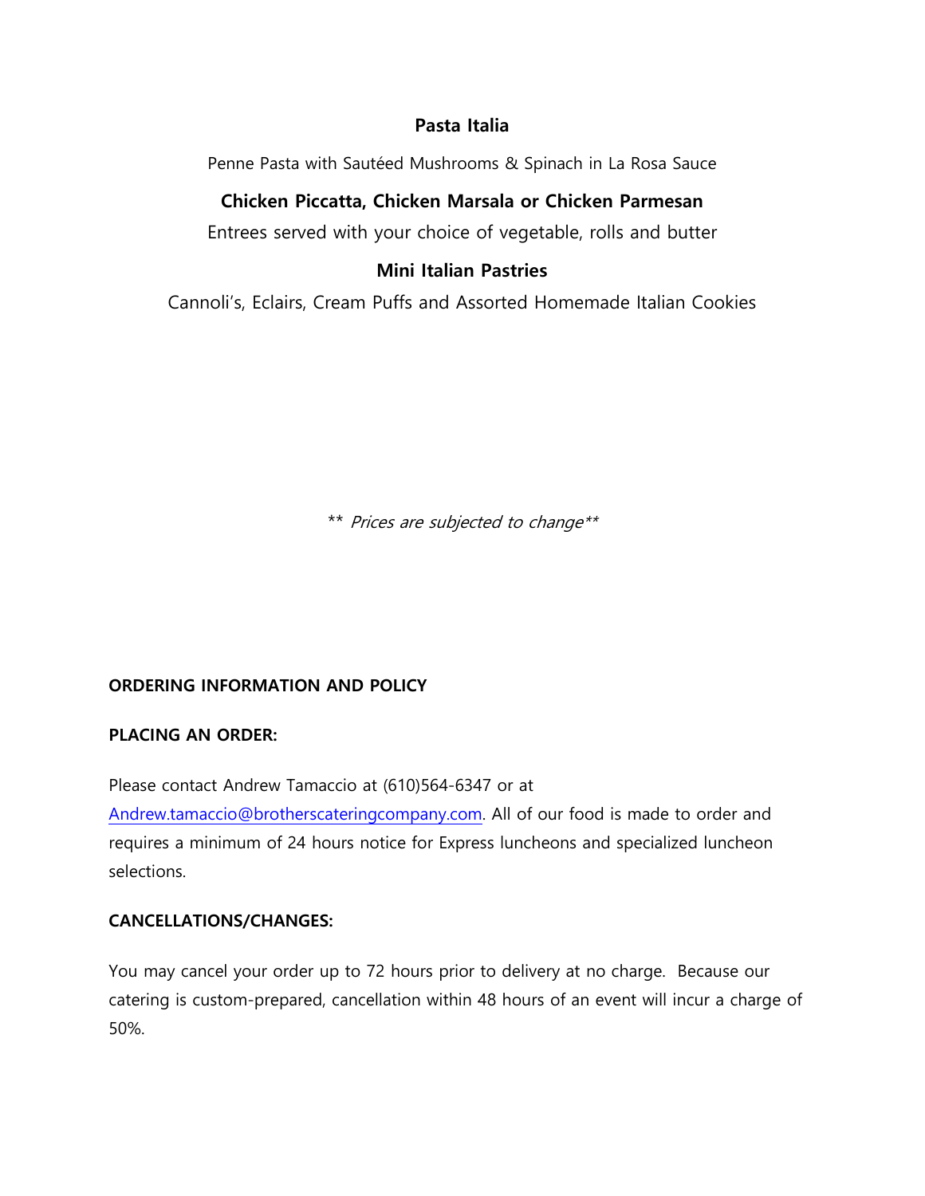**Pasta Italia**

Penne Pasta with Sautéed Mushrooms & Spinach in La Rosa Sauce

**Chicken Piccatta, Chicken Marsala or Chicken Parmesan**

Entrees served with your choice of vegetable, rolls and butter

**Mini Italian Pastries**

Cannoli's, Eclairs, Cream Puffs and Assorted Homemade Italian Cookies

** *Prices are subjected to change***

**ORDERING INFORMATION AND POLICY**

**PLACING AN ORDER:**

Please contact Andrew Tamaccio at (610)564-6347 or at Andrew.tamaccio@brotherscateringcompany.com. All of our food is made to order and requires a minimum of 24 hours notice for Express luncheons and specialized luncheon selections.

**CANCELLATIONS/CHANGES:**

You may cancel your order up to 72 hours prior to delivery at no charge. Because our catering is custom-prepared, cancellation within 48 hours of an event will incur a charge of 50%.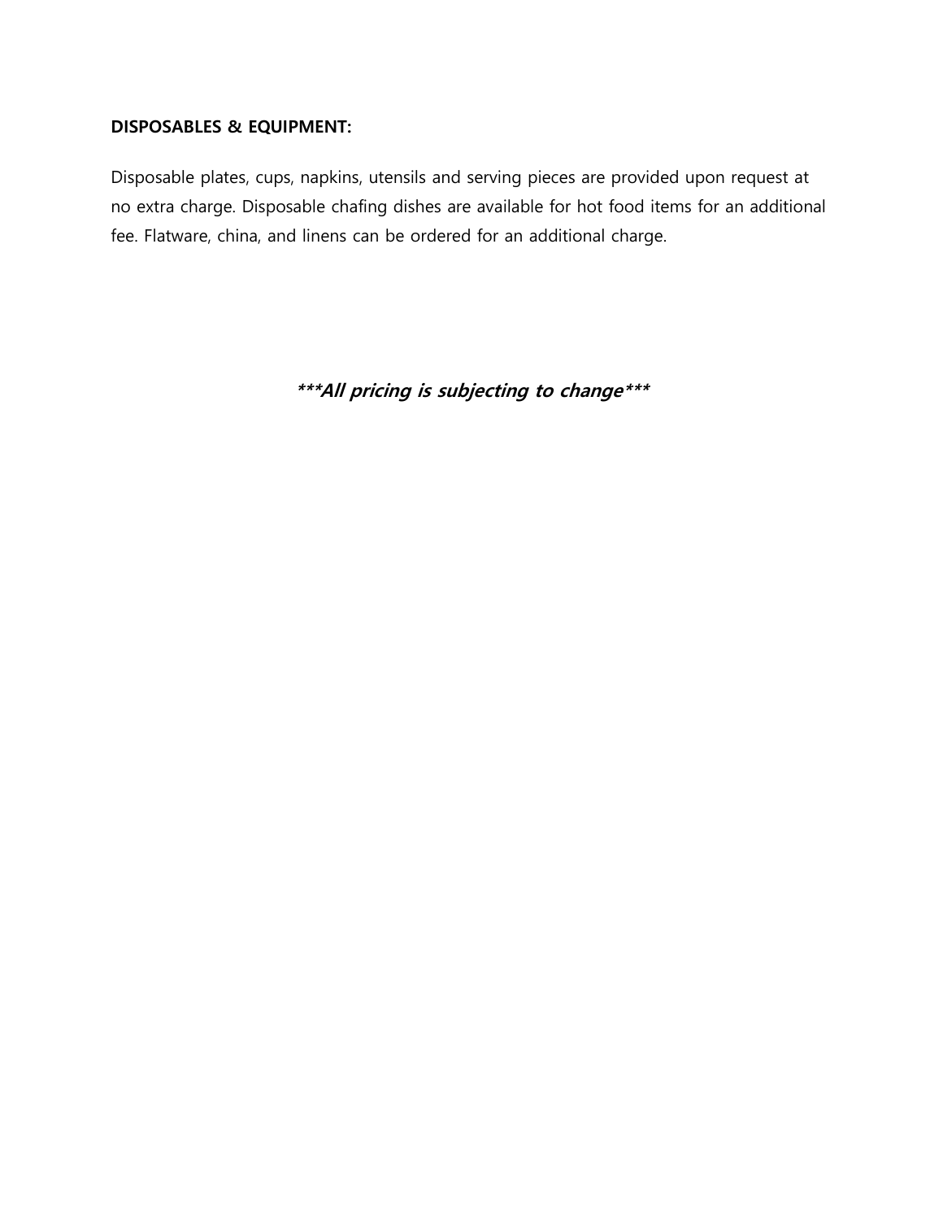**DISPOSABLES & EQUIPMENT:**

Disposable plates, cups, napkins, utensils and serving pieces are provided upon request at no extra charge. Disposable chafing dishes are available for hot food items for an additional fee. Flatware, china, and linens can be ordered for an additional charge.

***\*\*\*All pricing is subjecting to change\*\*\****